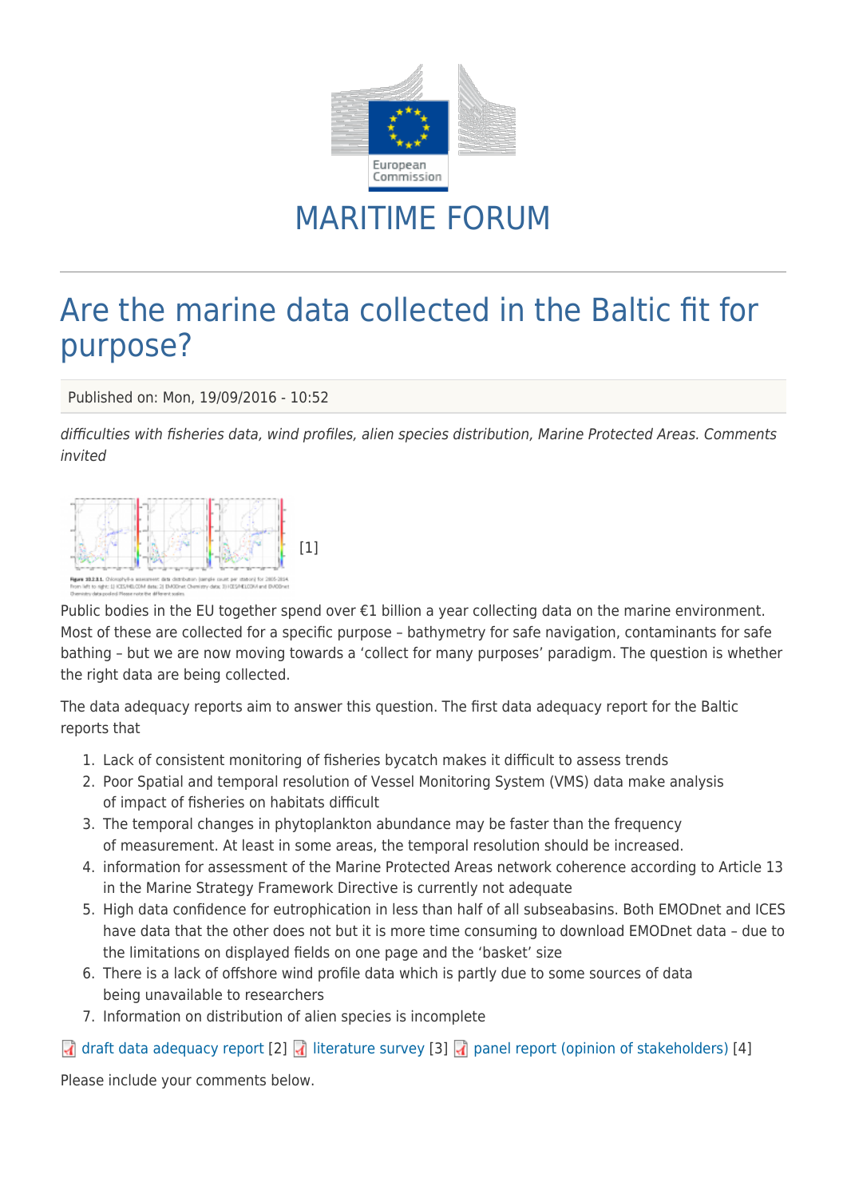MARITIME FORUM

# Are the marine data collected in the Baltic fit for purpose?

Published on: Mon, 19/09/2016 - 10:52

*difficulties with fisheries data, wind profiles, alien species distribution, Marine Protected Areas. Comments invited*

[1]

Public bodies in the EU together spend over €1 billion a year collecting data on the marine environment. Most of these are collected for a specific purpose – bathymetry for safe navigation, contaminants for safe bathing – but we are now moving towards a 'collect for many purposes' paradigm. The question is whether the right data are being collected.

The data adequacy reports aim to answer this question. The first data adequacy report for the Baltic reports that

1. Lack of consistent monitoring of fisheries bycatch makes it difficult to assess trends
2. Poor Spatial and temporal resolution of Vessel Monitoring System (VMS) data make analysis of impact of fisheries on habitats difficult
3. The temporal changes in phytoplankton abundance may be faster than the frequency of measurement. At least in some areas, the temporal resolution should be increased.
4. information for assessment of the Marine Protected Areas network coherence according to Article 13 in the Marine Strategy Framework Directive is currently not adequate
5. High data confidence for eutrophication in less than half of all subseabasins. Both EMODnet and ICES have data that the other does not but it is more time consuming to download EMODnet data – due to the limitations on displayed fields on one page and the 'basket' size
6. There is a lack of offshore wind profile data which is partly due to some sources of data being unavailable to researchers
7. Information on distribution of alien species is incomplete

draft data adequacy report [2] literature survey [3] panel report (opinion of stakeholders) [4]

Please include your comments below.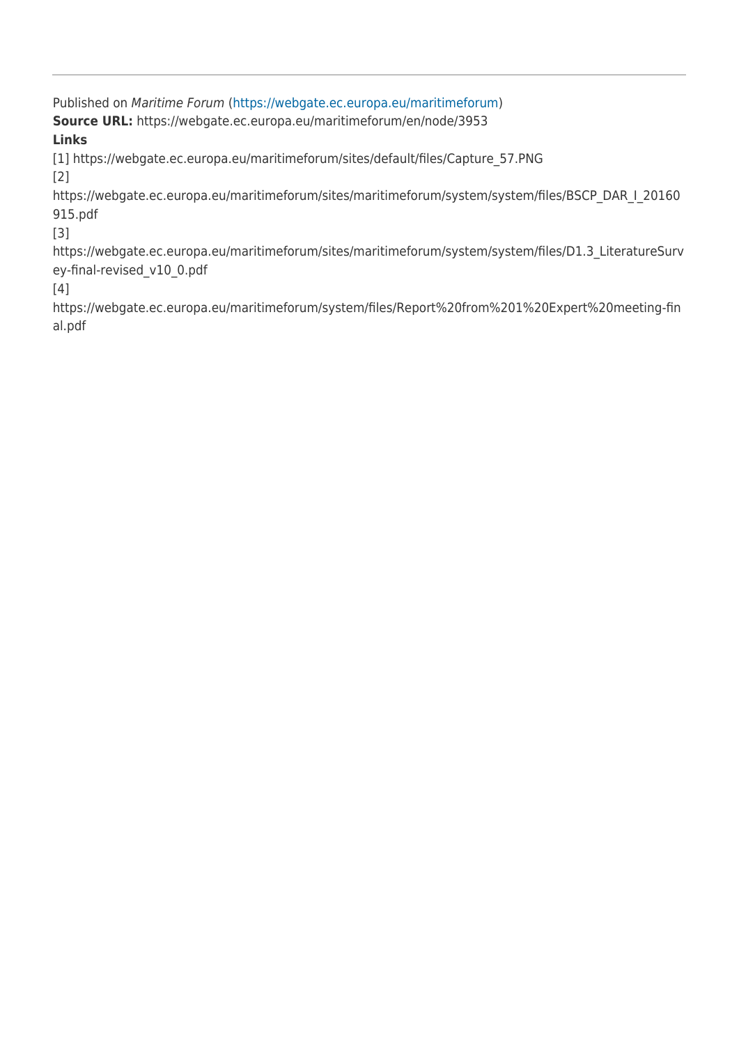Published on *Maritime Forum* (https://webgate.ec.europa.eu/maritimeforum)

**Source URL:** https://webgate.ec.europa.eu/maritimeforum/en/node/3953

**Links**

[1] https://webgate.ec.europa.eu/maritimeforum/sites/default/files/Capture_57.PNG

[2] https://webgate.ec.europa.eu/maritimeforum/sites/maritimeforum/system/system/files/BSCP_DAR_I_20160915.pdf

[3] https://webgate.ec.europa.eu/maritimeforum/sites/maritimeforum/system/system/files/D1.3_LiteratureSurvey-final-revised_v10_0.pdf

[4] https://webgate.ec.europa.eu/maritimeforum/system/files/Report%20from%201%20Expert%20meeting-final.pdf